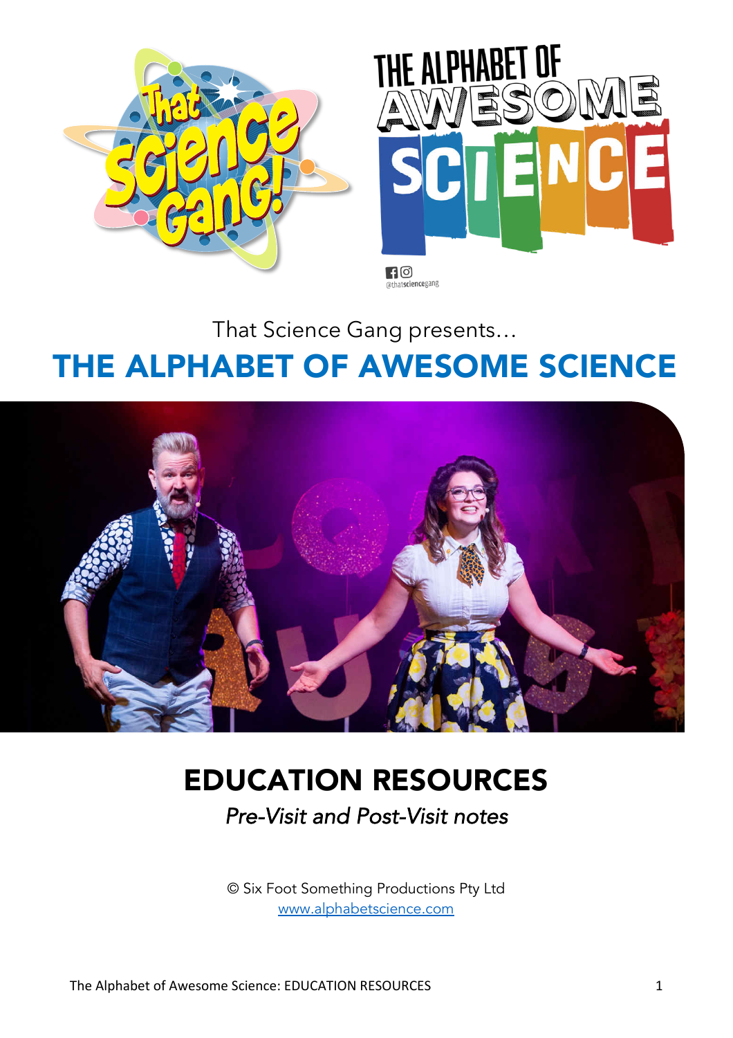That Science Gang presents…

# THE ALPHABET OF AWESOME SCIENCE

# EDUCATION RESOURCES

*Pre-Visit and Post-Visit notes*

© Six Foot Something Productions Pty Ltd
www.alphabetscience.com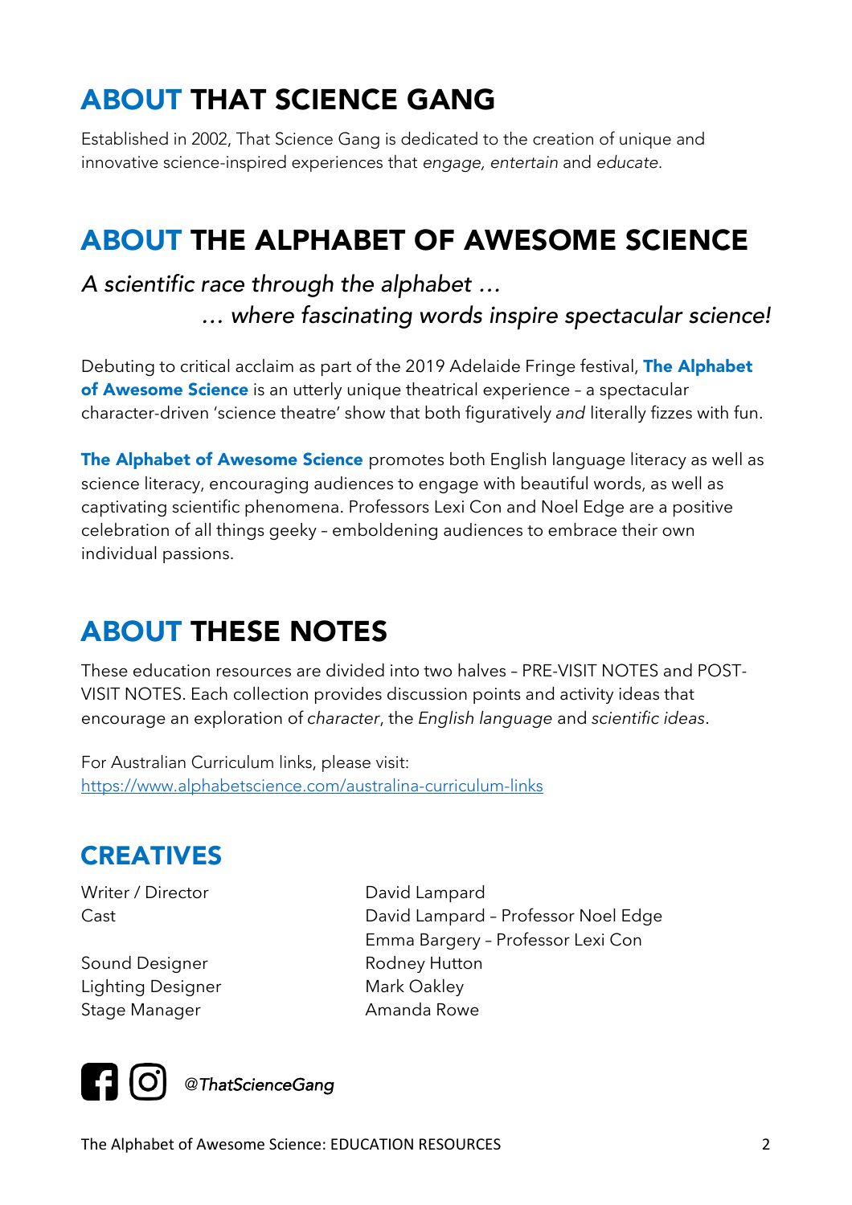# ABOUT THAT SCIENCE GANG

Established in 2002, That Science Gang is dedicated to the creation of unique and innovative science-inspired experiences that *engage, entertain* and *educate*.

# ABOUT THE ALPHABET OF AWESOME SCIENCE

*A scientific race through the alphabet …*
*… where fascinating words inspire spectacular science!*

Debuting to critical acclaim as part of the 2019 Adelaide Fringe festival, **The Alphabet of Awesome Science** is an utterly unique theatrical experience – a spectacular character-driven 'science theatre' show that both figuratively *and* literally fizzes with fun.

**The Alphabet of Awesome Science** promotes both English language literacy as well as science literacy, encouraging audiences to engage with beautiful words, as well as captivating scientific phenomena. Professors Lexi Con and Noel Edge are a positive celebration of all things geeky – emboldening audiences to embrace their own individual passions.

# ABOUT THESE NOTES

These education resources are divided into two halves – PRE-VISIT NOTES and POST-VISIT NOTES. Each collection provides discussion points and activity ideas that encourage an exploration of *character*, the *English language* and *scientific ideas*.

For Australian Curriculum links, please visit:
https://www.alphabetscience.com/australina-curriculum-links

## CREATIVES

| | |
|---|---|
| Writer / Director | David Lampard |
| Cast | David Lampard – Professor Noel Edge |
| | Emma Bargery – Professor Lexi Con |
| Sound Designer | Rodney Hutton |
| Lighting Designer | Mark Oakley |
| Stage Manager | Amanda Rowe |

*@ThatScienceGang*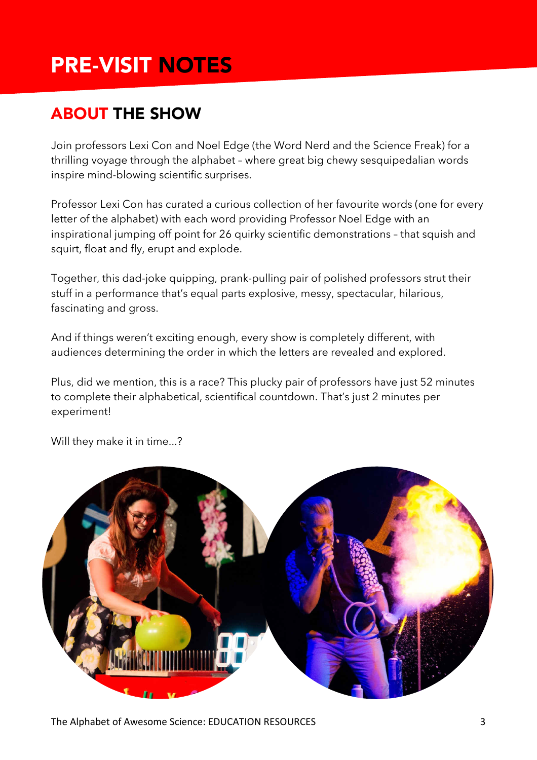# PRE-VISIT NOTES

## ABOUT THE SHOW

Join professors Lexi Con and Noel Edge (the Word Nerd and the Science Freak) for a thrilling voyage through the alphabet – where great big chewy sesquipedalian words inspire mind-blowing scientific surprises.

Professor Lexi Con has curated a curious collection of her favourite words (one for every letter of the alphabet) with each word providing Professor Noel Edge with an inspirational jumping off point for 26 quirky scientific demonstrations – that squish and squirt, float and fly, erupt and explode.

Together, this dad-joke quipping, prank-pulling pair of polished professors strut their stuff in a performance that's equal parts explosive, messy, spectacular, hilarious, fascinating and gross.

And if things weren't exciting enough, every show is completely different, with audiences determining the order in which the letters are revealed and explored.

Plus, did we mention, this is a race? This plucky pair of professors have just 52 minutes to complete their alphabetical, scientifical countdown. That's just 2 minutes per experiment!

Will they make it in time...?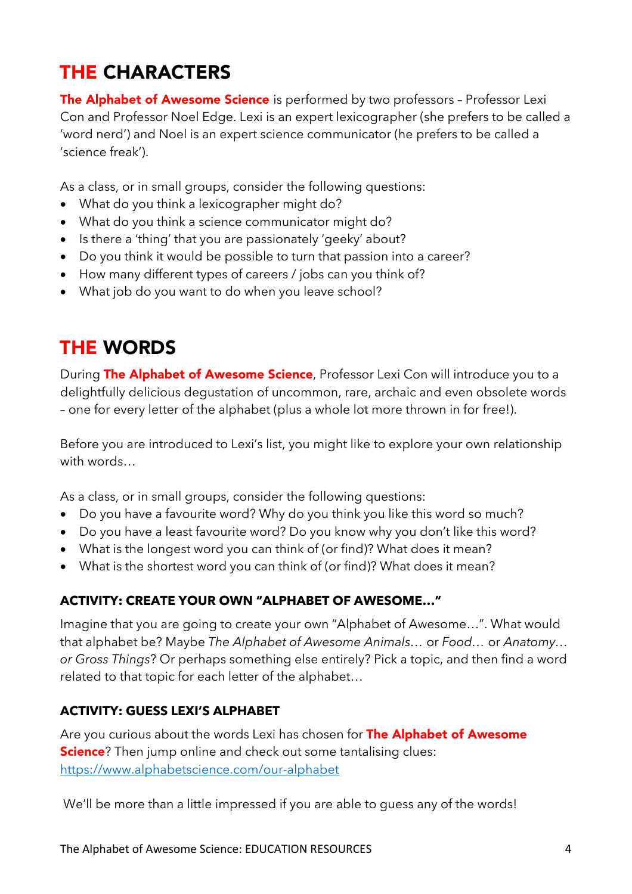# THE CHARACTERS

**The Alphabet of Awesome Science** is performed by two professors – Professor Lexi Con and Professor Noel Edge. Lexi is an expert lexicographer (she prefers to be called a 'word nerd') and Noel is an expert science communicator (he prefers to be called a 'science freak').

As a class, or in small groups, consider the following questions:

- What do you think a lexicographer might do?
- What do you think a science communicator might do?
- Is there a 'thing' that you are passionately 'geeky' about?
- Do you think it would be possible to turn that passion into a career?
- How many different types of careers / jobs can you think of?
- What job do you want to do when you leave school?

# THE WORDS

During **The Alphabet of Awesome Science**, Professor Lexi Con will introduce you to a delightfully delicious degustation of uncommon, rare, archaic and even obsolete words – one for every letter of the alphabet (plus a whole lot more thrown in for free!).

Before you are introduced to Lexi's list, you might like to explore your own relationship with words…

As a class, or in small groups, consider the following questions:

- Do you have a favourite word? Why do you think you like this word so much?
- Do you have a least favourite word? Do you know why you don't like this word?
- What is the longest word you can think of (or find)? What does it mean?
- What is the shortest word you can think of (or find)? What does it mean?

### ACTIVITY: CREATE YOUR OWN "ALPHABET OF AWESOME…"

Imagine that you are going to create your own "Alphabet of Awesome…". What would that alphabet be? Maybe *The Alphabet of Awesome Animals…* or *Food…* or *Anatomy… or Gross Things*? Or perhaps something else entirely? Pick a topic, and then find a word related to that topic for each letter of the alphabet…

### ACTIVITY: GUESS LEXI'S ALPHABET

Are you curious about the words Lexi has chosen for **The Alphabet of Awesome Science**? Then jump online and check out some tantalising clues: [https://www.alphabetscience.com/our-alphabet](https://www.alphabetscience.com/our-alphabet)

We'll be more than a little impressed if you are able to guess any of the words!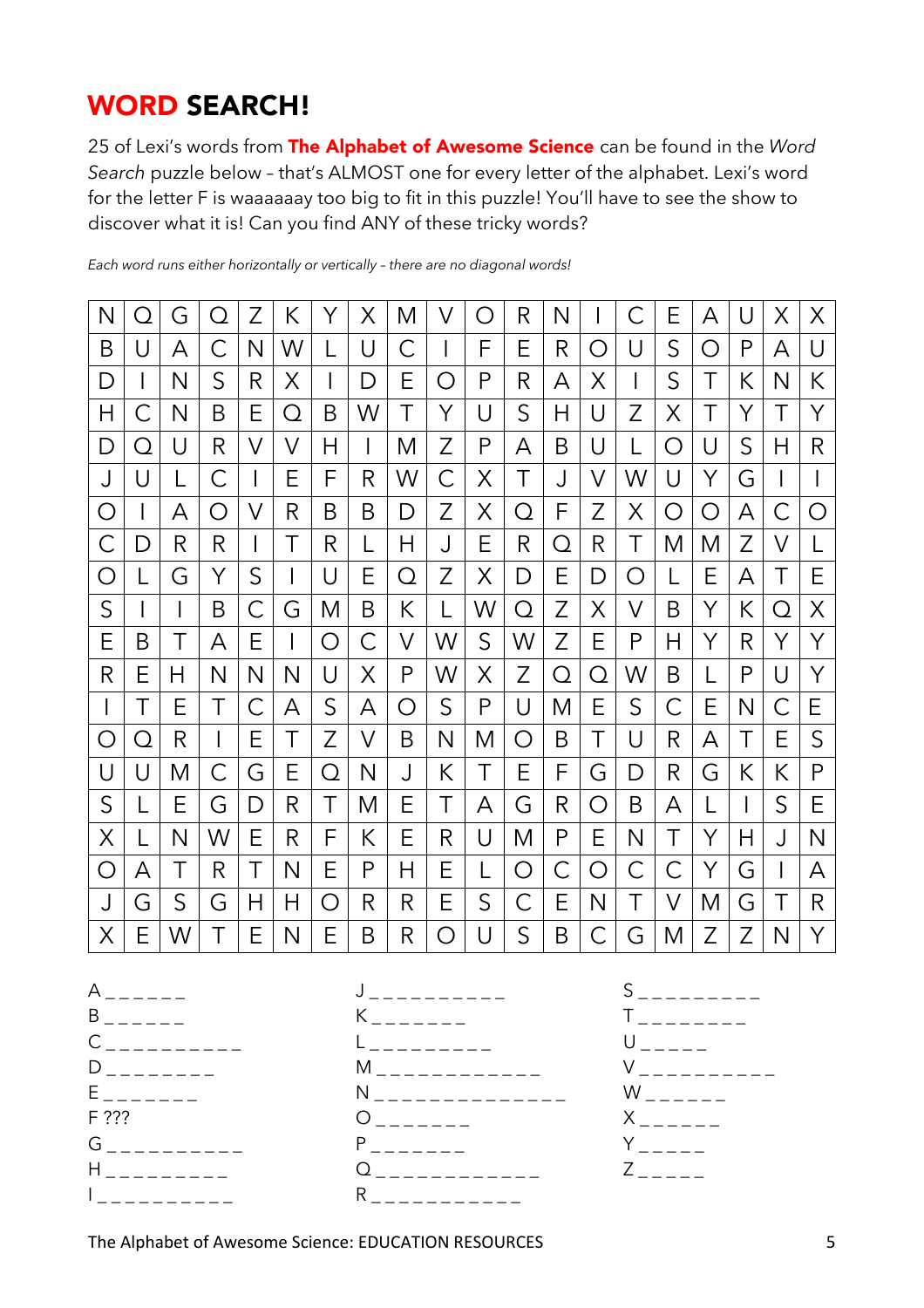## **WORD SEARCH!**

25 of Lexi's words from **The Alphabet of Awesome Science** can be found in the *Word Search* puzzle below – that's ALMOST one for every letter of the alphabet. Lexi's word for the letter F is waaaaaay too big to fit in this puzzle! You'll have to see the show to discover what it is! Can you find ANY of these tricky words?

*Each word runs either horizontally or vertically – there are no diagonal words!*

| | | | | | | | | | | | | | | | | | | | |
|---|---|---|---|---|---|---|---|---|---|---|---|---|---|---|---|---|---|---|---|
| N | Q | G | Q | Z | K | Y | X | M | V | O | R | N | I | C | E | A | U | X | X |
| B | U | A | C | N | W | L | U | C | I | F | E | R | O | U | S | O | P | A | U |
| D | I | N | S | R | X | I | D | E | O | P | R | A | X | I | S | T | K | N | K |
| H | C | N | B | E | Q | B | W | T | Y | U | S | H | U | Z | X | T | Y | T | Y |
| D | Q | U | R | V | V | H | I | M | Z | P | A | B | U | L | O | U | S | H | R |
| J | U | L | C | I | E | F | R | W | C | X | T | J | V | W | U | Y | G | I | I |
| O | I | A | O | V | R | B | B | D | Z | X | Q | F | Z | X | O | O | A | C | O |
| C | D | R | R | I | T | R | L | H | J | E | R | Q | R | T | M | M | Z | V | L |
| O | L | G | Y | S | I | U | E | Q | Z | X | D | E | D | O | L | E | A | T | E |
| S | I | I | B | C | G | M | B | K | L | W | Q | Z | X | V | B | Y | K | Q | X |
| E | B | T | A | E | I | O | C | V | W | S | W | Z | E | P | H | Y | R | Y | Y |
| R | E | H | N | N | N | U | X | P | W | X | Z | Q | Q | W | B | L | P | U | Y |
| I | T | E | T | C | A | S | A | O | S | P | U | M | E | S | C | E | N | C | E |
| O | Q | R | I | E | T | Z | V | B | N | M | O | B | T | U | R | A | T | E | S |
| U | U | M | C | G | E | Q | N | J | K | T | E | F | G | D | R | G | K | K | P |
| S | L | E | G | D | R | T | M | E | T | A | G | R | O | B | A | L | I | S | E |
| X | L | N | W | E | R | F | K | E | R | U | M | P | E | N | T | Y | H | J | N |
| O | A | T | R | T | N | E | P | H | E | L | O | C | O | C | C | Y | G | I | A |
| J | G | S | G | H | H | O | R | R | E | S | C | E | N | T | V | M | G | T | R |
| X | E | W | T | E | N | E | B | R | O | U | S | B | C | G | M | Z | Z | N | Y |

A _ _ _ _ _ _

B _ _ _ _ _ _

C _ _ _ _ _ _ _ _ _ _

D _ _ _ _ _ _ _ _

E _ _ _ _ _ _ _

F ???

G _ _ _ _ _ _ _ _ _ _

H _ _ _ _ _ _ _ _ _

I _ _ _ _ _ _ _ _ _ _

J _ _ _ _ _ _ _ _ _ _

K _ _ _ _ _ _ _

L _ _ _ _ _ _ _ _ _ _

M _ _ _ _ _ _ _ _ _ _ _ _

N _ _ _ _ _ _ _ _ _ _ _ _ _ _

O _ _ _ _ _ _ _

P _ _ _ _ _ _ _

Q _ _ _ _ _ _ _ _ _ _ _ _

R _ _ _ _ _ _ _ _ _ _ _

S _ _ _ _ _ _ _ _ _ _

T _ _ _ _ _ _ _ _ _

U _ _ _ _ _

V _ _ _ _ _ _ _ _ _ _ _

W _ _ _ _ _ _

X _ _ _ _ _ _

Y _ _ _ _ _

Z _ _ _ _ _

The Alphabet of Awesome Science: EDUCATION RESOURCES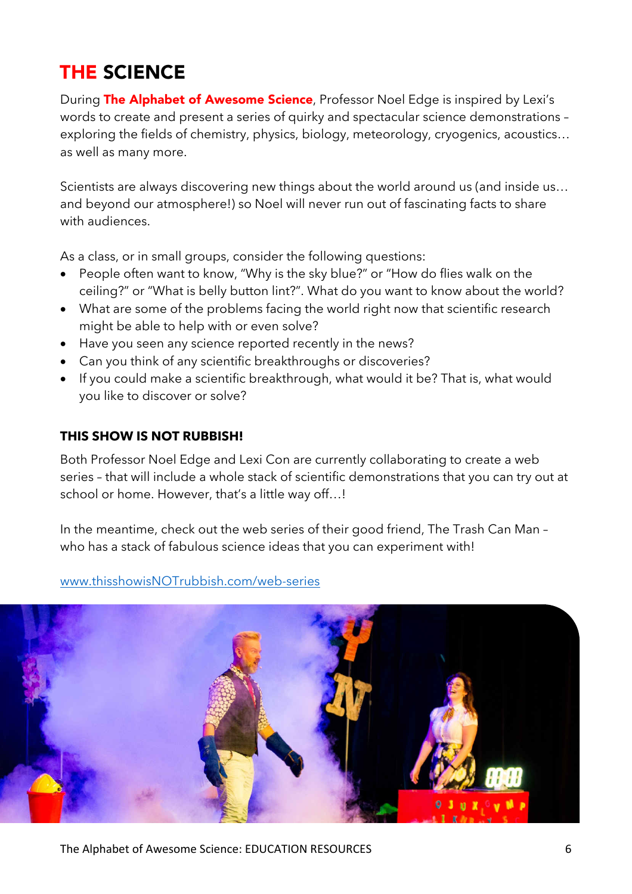## THE SCIENCE

During **The Alphabet of Awesome Science**, Professor Noel Edge is inspired by Lexi's words to create and present a series of quirky and spectacular science demonstrations – exploring the fields of chemistry, physics, biology, meteorology, cryogenics, acoustics… as well as many more.

Scientists are always discovering new things about the world around us (and inside us… and beyond our atmosphere!) so Noel will never run out of fascinating facts to share with audiences.

As a class, or in small groups, consider the following questions:

- People often want to know, "Why is the sky blue?" or "How do flies walk on the ceiling?" or "What is belly button lint?". What do you want to know about the world?
- What are some of the problems facing the world right now that scientific research might be able to help with or even solve?
- Have you seen any science reported recently in the news?
- Can you think of any scientific breakthroughs or discoveries?
- If you could make a scientific breakthrough, what would it be? That is, what would you like to discover or solve?

**THIS SHOW IS NOT RUBBISH!**

Both Professor Noel Edge and Lexi Con are currently collaborating to create a web series – that will include a whole stack of scientific demonstrations that you can try out at school or home. However, that's a little way off…!

In the meantime, check out the web series of their good friend, The Trash Can Man – who has a stack of fabulous science ideas that you can experiment with!

www.thisshowisNOTrubbish.com/web-series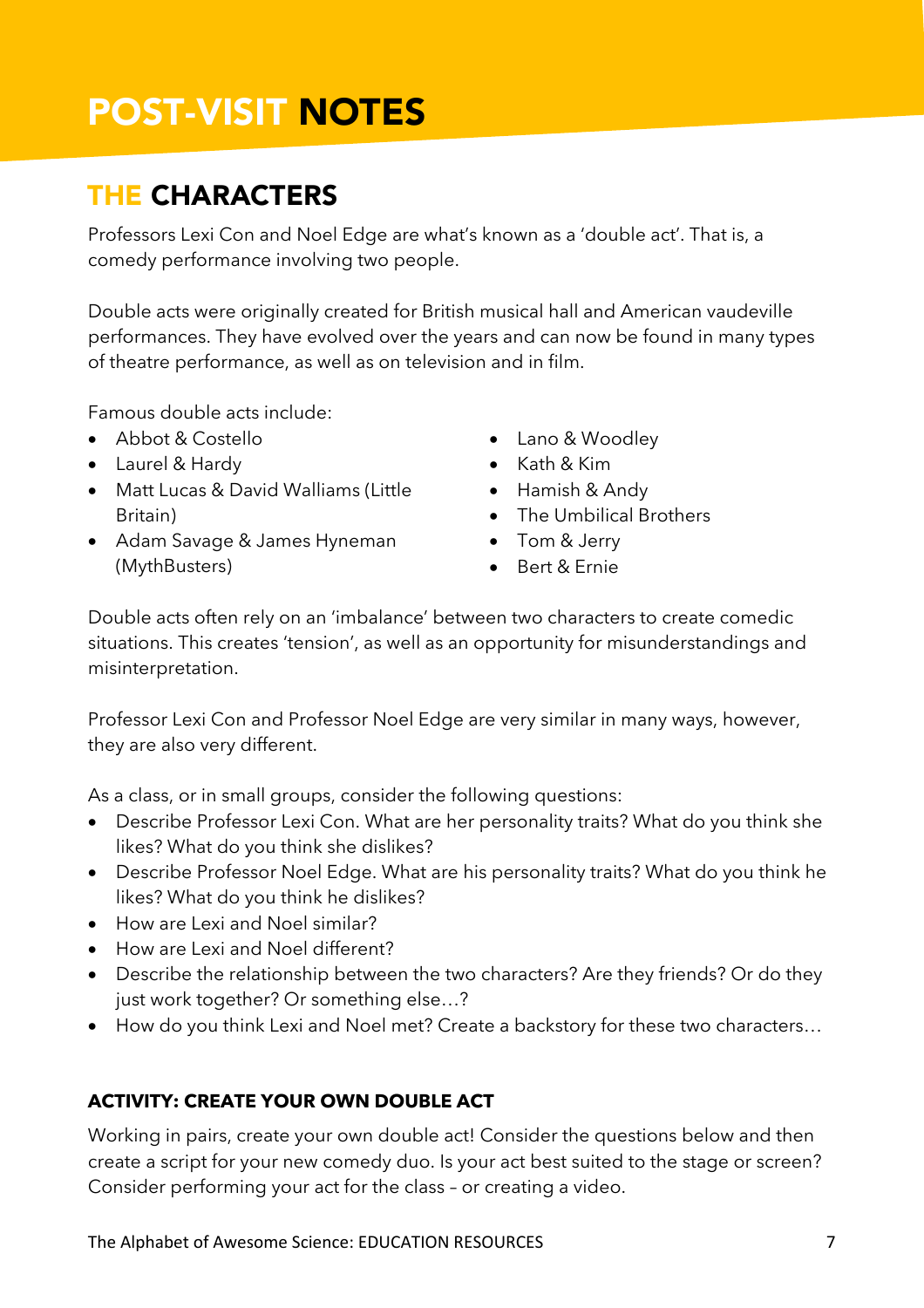# POST-VISIT NOTES

## THE CHARACTERS

Professors Lexi Con and Noel Edge are what's known as a 'double act'. That is, a comedy performance involving two people.

Double acts were originally created for British musical hall and American vaudeville performances. They have evolved over the years and can now be found in many types of theatre performance, as well as on television and in film.

Famous double acts include:

- Abbot & Costello
- Laurel & Hardy
- Matt Lucas & David Walliams (Little Britain)
- Adam Savage & James Hyneman (MythBusters)
- Lano & Woodley
- Kath & Kim
- Hamish & Andy
- The Umbilical Brothers
- Tom & Jerry
- Bert & Ernie

Double acts often rely on an 'imbalance' between two characters to create comedic situations. This creates 'tension', as well as an opportunity for misunderstandings and misinterpretation.

Professor Lexi Con and Professor Noel Edge are very similar in many ways, however, they are also very different.

As a class, or in small groups, consider the following questions:

- Describe Professor Lexi Con. What are her personality traits? What do you think she likes? What do you think she dislikes?
- Describe Professor Noel Edge. What are his personality traits? What do you think he likes? What do you think he dislikes?
- How are Lexi and Noel similar?
- How are Lexi and Noel different?
- Describe the relationship between the two characters? Are they friends? Or do they just work together? Or something else…?
- How do you think Lexi and Noel met? Create a backstory for these two characters…

**ACTIVITY: CREATE YOUR OWN DOUBLE ACT**

Working in pairs, create your own double act! Consider the questions below and then create a script for your new comedy duo. Is your act best suited to the stage or screen? Consider performing your act for the class – or creating a video.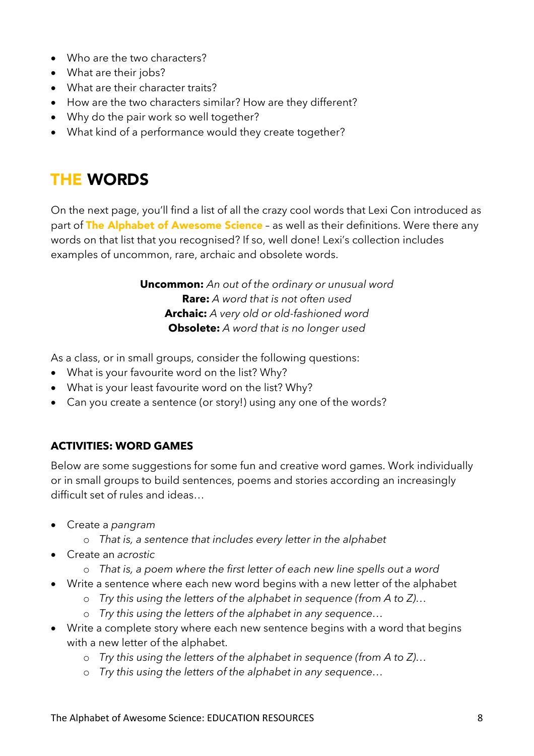- Who are the two characters?
- What are their jobs?
- What are their character traits?
- How are the two characters similar? How are they different?
- Why do the pair work so well together?
- What kind of a performance would they create together?

## THE WORDS

On the next page, you'll find a list of all the crazy cool words that Lexi Con introduced as part of **The Alphabet of Awesome Science** – as well as their definitions. Were there any words on that list that you recognised? If so, well done! Lexi's collection includes examples of uncommon, rare, archaic and obsolete words.

**Uncommon:** *An out of the ordinary or unusual word*
**Rare:** *A word that is not often used*
**Archaic:** *A very old or old-fashioned word*
**Obsolete:** *A word that is no longer used*

As a class, or in small groups, consider the following questions:

- What is your favourite word on the list? Why?
- What is your least favourite word on the list? Why?
- Can you create a sentence (or story!) using any one of the words?

### ACTIVITIES: WORD GAMES

Below are some suggestions for some fun and creative word games. Work individually or in small groups to build sentences, poems and stories according an increasingly difficult set of rules and ideas…

- Create a *pangram*
    - *That is, a sentence that includes every letter in the alphabet*
- Create an *acrostic*
    - *That is, a poem where the first letter of each new line spells out a word*
- Write a sentence where each new word begins with a new letter of the alphabet
    - *Try this using the letters of the alphabet in sequence (from A to Z)…*
    - *Try this using the letters of the alphabet in any sequence…*
- Write a complete story where each new sentence begins with a word that begins with a new letter of the alphabet.
    - *Try this using the letters of the alphabet in sequence (from A to Z)…*
    - *Try this using the letters of the alphabet in any sequence…*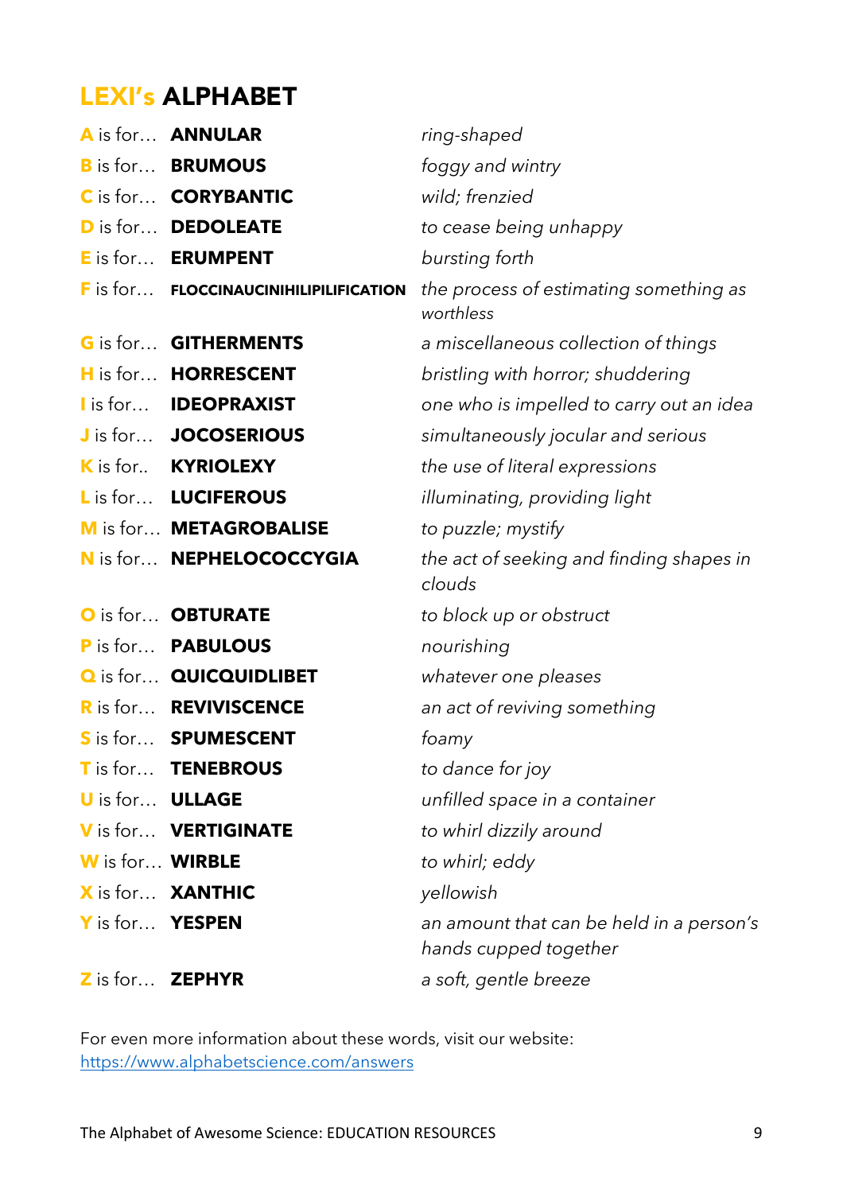## **LEXI's ALPHABET**

| | | |
|---|---|---|
| **A** is for… | **ANNULAR** | *ring-shaped* |
| **B** is for… | **BRUMOUS** | *foggy and wintry* |
| **C** is for… | **CORYBANTIC** | *wild; frenzied* |
| **D** is for… | **DEDOLEATE** | *to cease being unhappy* |
| **E** is for… | **ERUMPENT** | *bursting forth* |
| **F** is for… | **FLOCCINAUCINIHILIPILIFICATION** | *the process of estimating something as worthless* |
| **G** is for… | **GITHERMENTS** | *a miscellaneous collection of things* |
| **H** is for… | **HORRESCENT** | *bristling with horror; shuddering* |
| **I** is for… | **IDEOPRAXIST** | *one who is impelled to carry out an idea* |
| **J** is for… | **JOCOSERIOUS** | *simultaneously jocular and serious* |
| **K** is for.. | **KYRIOLEXY** | *the use of literal expressions* |
| **L** is for… | **LUCIFEROUS** | *illuminating, providing light* |
| **M** is for… | **METAGROBALISE** | *to puzzle; mystify* |
| **N** is for… | **NEPHELOCOCCYGIA** | *the act of seeking and finding shapes in clouds* |
| **O** is for… | **OBTURATE** | *to block up or obstruct* |
| **P** is for… | **PABULOUS** | *nourishing* |
| **Q** is for… | **QUICQUIDLIBET** | *whatever one pleases* |
| **R** is for… | **REVIVISCENCE** | *an act of reviving something* |
| **S** is for… | **SPUMESCENT** | *foamy* |
| **T** is for… | **TENEBROUS** | *to dance for joy* |
| **U** is for… | **ULLAGE** | *unfilled space in a container* |
| **V** is for… | **VERTIGINATE** | *to whirl dizzily around* |
| **W** is for… | **WIRBLE** | *to whirl; eddy* |
| **X** is for… | **XANTHIC** | *yellowish* |
| **Y** is for… | **YESPEN** | *an amount that can be held in a person's hands cupped together* |
| **Z** is for… | **ZEPHYR** | *a soft, gentle breeze* |

For even more information about these words, visit our website:
https://www.alphabetscience.com/answers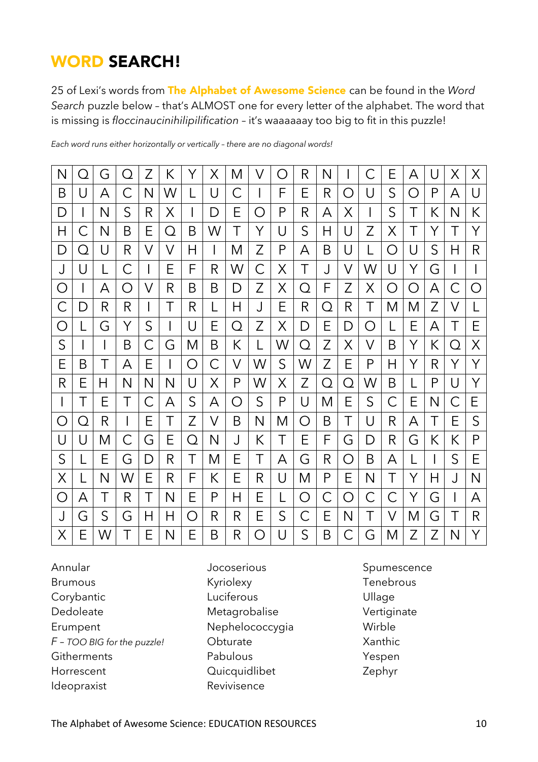# WORD SEARCH!

25 of Lexi's words from **The Alphabet of Awesome Science** can be found in the *Word Search* puzzle below – that's ALMOST one for every letter of the alphabet. The word that is missing is *floccinaucinihilipilification* – it's waaaaaay too big to fit in this puzzle!

*Each word runs either horizontally or vertically – there are no diagonal words!*

| | | | | | | | | | | | | | | | | | | | |
|---|---|---|---|---|---|---|---|---|---|---|---|---|---|---|---|---|---|---|---|
| N | Q | G | Q | Z | K | Y | X | M | V | O | R | N | I | C | E | A | U | X | X |
| B | U | A | C | N | W | L | U | C | I | F | E | R | O | U | S | O | P | A | U |
| D | I | N | S | R | X | I | D | E | O | P | R | A | X | I | S | T | K | N | K |
| H | C | N | B | E | Q | B | W | T | Y | U | S | H | U | Z | X | T | Y | T | Y |
| D | Q | U | R | V | V | H | I | M | Z | P | A | B | U | L | O | U | S | H | R |
| J | U | L | C | I | E | F | R | W | C | X | T | J | V | W | U | Y | G | I | I |
| O | I | A | O | V | R | B | B | D | Z | X | Q | F | Z | X | O | O | A | C | O |
| C | D | R | R | I | T | R | L | H | J | E | R | Q | R | T | M | M | Z | V | L |
| O | L | G | Y | S | I | U | E | Q | Z | X | D | E | D | O | L | E | A | T | E |
| S | I | I | B | C | G | M | B | K | L | W | Q | Z | X | V | B | Y | K | Q | X |
| E | B | T | A | E | I | O | C | V | W | S | W | Z | E | P | H | Y | R | Y | Y |
| R | E | H | N | N | N | U | X | P | W | X | Z | Q | Q | W | B | L | P | U | Y |
| I | T | E | T | C | A | S | A | O | S | P | U | M | E | S | C | E | N | C | E |
| O | Q | R | I | E | T | Z | V | B | N | M | O | B | T | U | R | A | T | E | S |
| U | U | M | C | G | E | Q | N | J | K | T | E | F | G | D | R | G | K | K | P |
| S | L | E | G | D | R | T | M | E | T | A | G | R | O | B | A | L | I | S | E |
| X | L | N | W | E | R | F | K | E | R | U | M | P | E | N | T | Y | H | J | N |
| O | A | T | R | T | N | E | P | H | E | L | O | C | O | C | C | Y | G | I | A |
| J | G | S | G | H | H | O | R | R | E | S | C | E | N | T | V | M | G | T | R |
| X | E | W | T | E | N | E | B | R | O | U | S | B | C | G | M | Z | Z | N | Y |

Annular
Brumous
Corybantic
Dedoleate
Erumpent
*F – TOO BIG for the puzzle!*
Githerments
Horrescent
Ideopraxist
Jocoserious
Kyriolexy
Luciferous
Metagrobalise
Nephelococcygia
Obturate
Pabulous
Quicquidlibet
Revivisence
Spumescence
Tenebrous
Ullage
Vertiginate
Wirble
Xanthic
Yespen
Zephyr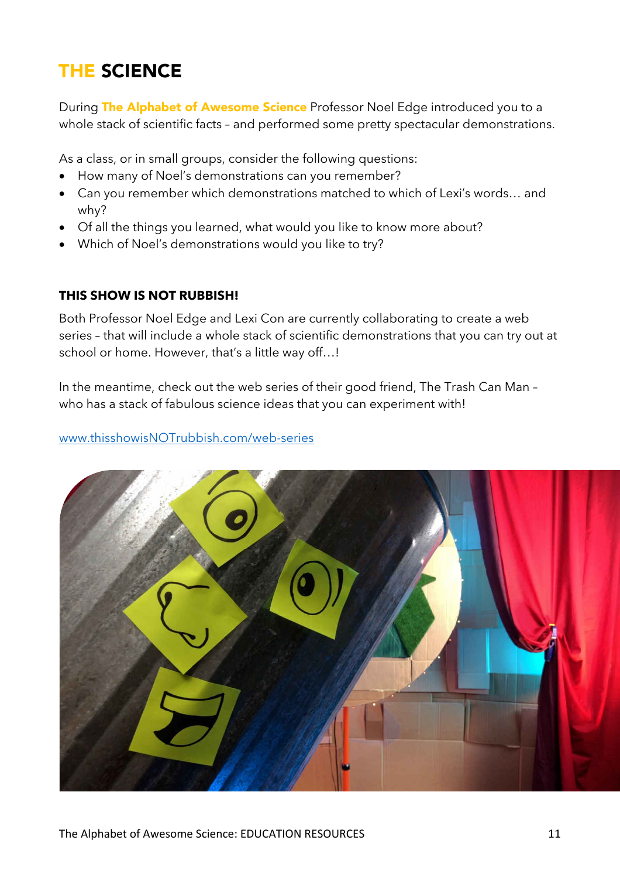# THE SCIENCE

During **The Alphabet of Awesome Science** Professor Noel Edge introduced you to a whole stack of scientific facts – and performed some pretty spectacular demonstrations.

As a class, or in small groups, consider the following questions:

- How many of Noel's demonstrations can you remember?
- Can you remember which demonstrations matched to which of Lexi's words… and why?
- Of all the things you learned, what would you like to know more about?
- Which of Noel's demonstrations would you like to try?

### THIS SHOW IS NOT RUBBISH!

Both Professor Noel Edge and Lexi Con are currently collaborating to create a web series – that will include a whole stack of scientific demonstrations that you can try out at school or home. However, that's a little way off…!

In the meantime, check out the web series of their good friend, The Trash Can Man – who has a stack of fabulous science ideas that you can experiment with!

[www.thisshowisNOTrubbish.com/web-series](www.thisshowisNOTrubbish.com/web-series)